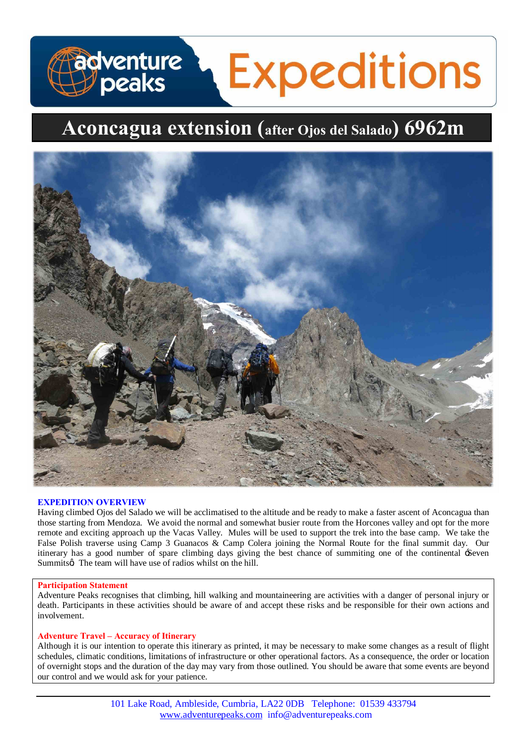# Aconcagua extension (after Ojos del Salado) 6962m

**EXPEDITION OVERVIEW**

Having climbed Ojos del Salado we will be acclimatised to the altitude and be ready to make a faster ascent of Aconcagua than those starting from Mendoza. We avoid the normal and somewhat busier route from the Horcones valley and opt for the more remote and exciting approach up the Vacas Valley. Mules will be used to support the trek into the base camp. We take the False Polish traverse using Camp 3 Guanacos & Camp Colera joining the Normal Route for the final summit day. Our itinerary has a good number of spare climbing days giving the best chance of summiting one of the continental 'Seven Summits'. The team will have use of radios whilst on the hill.

**Participation Statement**

Adventure Peaks recognises that climbing, hill walking and mountaineering are activities with a danger of personal injury or death. Participants in these activities should be aware of and accept these risks and be responsible for their own actions and involvement.

**Adventure Travel – Accuracy of Itinerary**

Although it is our intention to operate this itinerary as printed, it may be necessary to make some changes as a result of flight schedules, climatic conditions, limitations of infrastructure or other operational factors. As a consequence, the order or location of overnight stops and the duration of the day may vary from those outlined. You should be aware that some events are beyond our control and we would ask for your patience.

101 Lake Road, Ambleside, Cumbria, LA22 0DB Telephone: 01539 433794
www.adventurepeaks.com info@adventurepeaks.com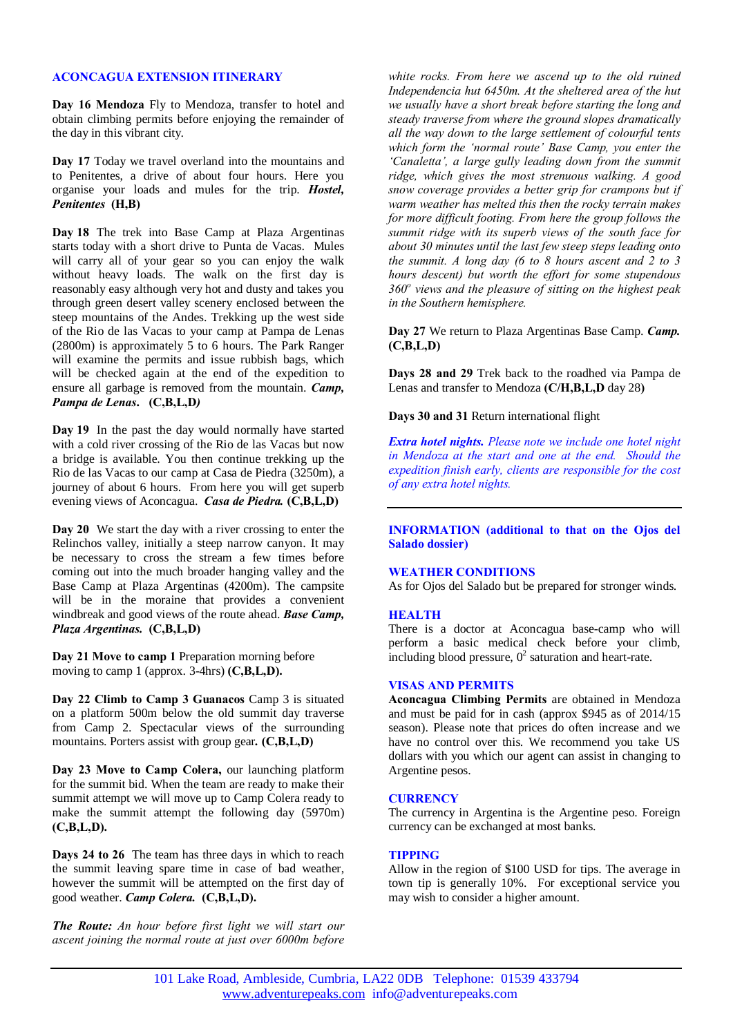## ACONCAGUA EXTENSION ITINERARY

**Day 16 Mendoza** Fly to Mendoza, transfer to hotel and obtain climbing permits before enjoying the remainder of the day in this vibrant city.

**Day 17** Today we travel overland into the mountains and to Penitentes, a drive of about four hours. Here you organise your loads and mules for the trip. ***Hostel, Penitentes*** **(H,B)**

**Day 18** The trek into Base Camp at Plaza Argentinas starts today with a short drive to Punta de Vacas. Mules will carry all of your gear so you can enjoy the walk without heavy loads. The walk on the first day is reasonably easy although very hot and dusty and takes you through green desert valley scenery enclosed between the steep mountains of the Andes. Trekking up the west side of the Rio de las Vacas to your camp at Pampa de Lenas (2800m) is approximately 5 to 6 hours. The Park Ranger will examine the permits and issue rubbish bags, which will be checked again at the end of the expedition to ensure all garbage is removed from the mountain. ***Camp, Pampa de Lenas***. **(C,B,L,D)**

**Day 19** In the past the day would normally have started with a cold river crossing of the Rio de las Vacas but now a bridge is available. You then continue trekking up the Rio de las Vacas to our camp at Casa de Piedra (3250m), a journey of about 6 hours. From here you will get superb evening views of Aconcagua. ***Casa de Piedra.*** **(C,B,L,D)**

**Day 20** We start the day with a river crossing to enter the Relinchos valley, initially a steep narrow canyon. It may be necessary to cross the stream a few times before coming out into the much broader hanging valley and the Base Camp at Plaza Argentinas (4200m). The campsite will be in the moraine that provides a convenient windbreak and good views of the route ahead. ***Base Camp, Plaza Argentinas.*** **(C,B,L,D)**

**Day 21 Move to camp 1** Preparation morning before moving to camp 1 (approx. 3-4hrs) **(C,B,L,D).**

**Day 22 Climb to Camp 3 Guanacos** Camp 3 is situated on a platform 500m below the old summit day traverse from Camp 2. Spectacular views of the surrounding mountains. Porters assist with group gear**. (C,B,L,D)**

**Day 23 Move to Camp Colera,** our launching platform for the summit bid. When the team are ready to make their summit attempt we will move up to Camp Colera ready to make the summit attempt the following day (5970m) **(C,B,L,D).**

**Days 24 to 26** The team has three days in which to reach the summit leaving spare time in case of bad weather, however the summit will be attempted on the first day of good weather. ***Camp Colera.*** **(C,B,L,D).**

***The Route:*** *An hour before first light we will start our ascent joining the normal route at just over 6000m before white rocks. From here we ascend up to the old ruined Independencia hut 6450m. At the sheltered area of the hut we usually have a short break before starting the long and steady traverse from where the ground slopes dramatically all the way down to the large settlement of colourful tents which form the 'normal route' Base Camp, you enter the 'Canaletta', a large gully leading down from the summit ridge, which gives the most strenuous walking. A good snow coverage provides a better grip for crampons but if warm weather has melted this then the rocky terrain makes for more difficult footing. From here the group follows the summit ridge with its superb views of the south face for about 30 minutes until the last few steep steps leading onto the summit. A long day (6 to 8 hours ascent and 2 to 3 hours descent) but worth the effort for some stupendous 360º views and the pleasure of sitting on the highest peak in the Southern hemisphere.*

**Day 27** We return to Plaza Argentinas Base Camp. ***Camp.*** **(C,B,L,D)**

**Days 28 and 29** Trek back to the roadhed via Pampa de Lenas and transfer to Mendoza **(C/H,B,L,D** day 28**)**

**Days 30 and 31** Return international flight

***Extra hotel nights.*** *Please note we include one hotel night in Mendoza at the start and one at the end. Should the expedition finish early, clients are responsible for the cost of any extra hotel nights.*

---

## INFORMATION (additional to that on the Ojos del Salado dossier)

### WEATHER CONDITIONS

As for Ojos del Salado but be prepared for stronger winds.

### HEALTH

There is a doctor at Aconcagua base-camp who will perform a basic medical check before your climb, including blood pressure, $0^2$ saturation and heart-rate.

### VISAS AND PERMITS

**Aconcagua Climbing Permits** are obtained in Mendoza and must be paid for in cash (approx $945 as of 2014/15 season). Please note that prices do often increase and we have no control over this. We recommend you take US dollars with you which our agent can assist in changing to Argentine pesos.

### CURRENCY

The currency in Argentina is the Argentine peso. Foreign currency can be exchanged at most banks.

### TIPPING

Allow in the region of $100 USD for tips. The average in town tip is generally 10%. For exceptional service you may wish to consider a higher amount.